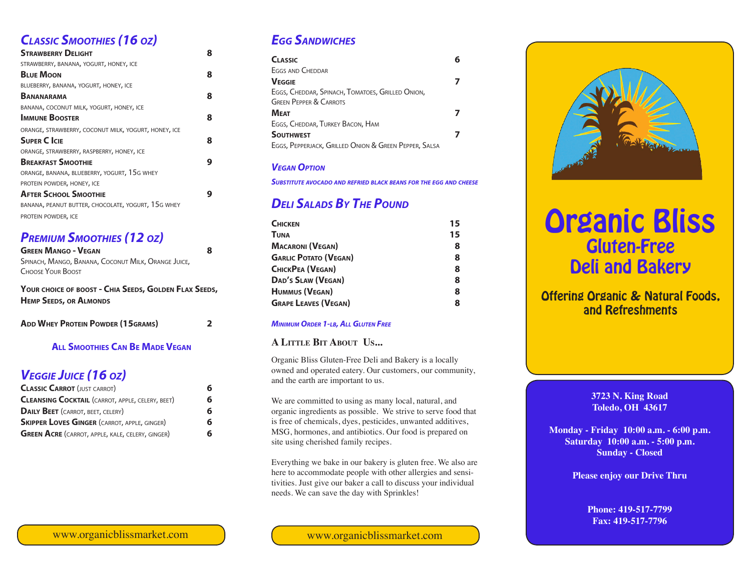## Classic Smoothies (16 oz)

| Item | Price |
|---|---|
| **Strawberry Delight** — strawberry, banana, yogurt, honey, ice | 8 |
| **Blue Moon** — blueberry, banana, yogurt, honey, ice | 8 |
| **Bananarama** — banana, coconut milk, yogurt, honey, ice | 8 |
| **Immune Booster** — orange, strawberry, coconut milk, yogurt, honey, ice | 8 |
| **Super C Icie** — orange, strawberry, raspberry, honey, ice | 8 |
| **Breakfast Smoothie** — orange, banana, blueberry, yogurt, 15g whey protein powder, honey, ice | 9 |
| **After School Smoothie** — banana, peanut butter, chocolate, yogurt, 15g whey protein powder, ice | 9 |

## Premium Smoothies (12 oz)

| Item | Price |
|---|---|
| **Green Mango - Vegan** — Spinach, Mango, Banana, Coconut Milk, Orange Juice, Choose Your Boost | 8 |

**Your choice of boost - Chia Seeds, Golden Flax Seeds, Hemp Seeds, or Almonds**

| Item | Price |
|---|---|
| **Add Whey Protein Powder (15grams)** | 2 |

**All Smoothies Can Be Made Vegan**

## Veggie Juice (16 oz)

| Item | Price |
|---|---|
| **Classic Carrot** (just carrot) | 6 |
| **Cleansing Cocktail** (carrot, apple, celery, beet) | 6 |
| **Daily Beet** (carrot, beet, celery) | 6 |
| **Skipper Loves Ginger** (carrot, apple, ginger) | 6 |
| **Green Acre** (carrot, apple, kale, celery, ginger) | 6 |

www.organicblissmarket.com

## Egg Sandwiches

| Item | Price |
|---|---|
| **Classic** — Eggs and Cheddar | 6 |
| **Veggie** — Eggs, Cheddar, Spinach, Tomatoes, Grilled Onion, Green Pepper & Carrots | 7 |
| **Meat** — Eggs, Cheddar, Turkey Bacon, Ham | 7 |
| **Southwest** — Eggs, Pepperjack, Grilled Onion & Green Pepper, Salsa | 7 |

### *Vegan Option*

*Substitute avocado and refried black beans for the egg and cheese*

## Deli Salads By The Pound

| Item | Price |
|---|---|
| **Chicken** | 15 |
| **Tuna** | 15 |
| **Macaroni (Vegan)** | 8 |
| **Garlic Potato (Vegan)** | 8 |
| **ChickPea (Vegan)** | 8 |
| **Dad's Slaw (Vegan)** | 8 |
| **Hummus (Vegan)** | 8 |
| **Grape Leaves (Vegan)** | 8 |

*Minimum Order 1-lb, All Gluten Free*

### A Little Bit About Us...

Organic Bliss Gluten-Free Deli and Bakery is a locally owned and operated eatery. Our customers, our community, and the earth are important to us.

We are committed to using as many local, natural, and organic ingredients as possible. We strive to serve food that is free of chemicals, dyes, pesticides, unwanted additives, MSG, hormones, and antibiotics. Our food is prepared on site using cherished family recipes.

Everything we bake in our bakery is gluten free. We also are here to accommodate people with other allergies and sensitivities. Just give our baker a call to discuss your individual needs. We can save the day with Sprinkles!

www.organicblissmarket.com

# Organic Bliss
## Gluten-Free Deli and Bakery

**Offering Organic & Natural Foods, and Refreshments**

**3723 N. King Road**
**Toledo, OH 43617**

**Monday - Friday 10:00 a.m. - 6:00 p.m.**
**Saturday 10:00 a.m. - 5:00 p.m.**
**Sunday - Closed**

**Please enjoy our Drive Thru**

**Phone: 419-517-7799**
**Fax: 419-517-7796**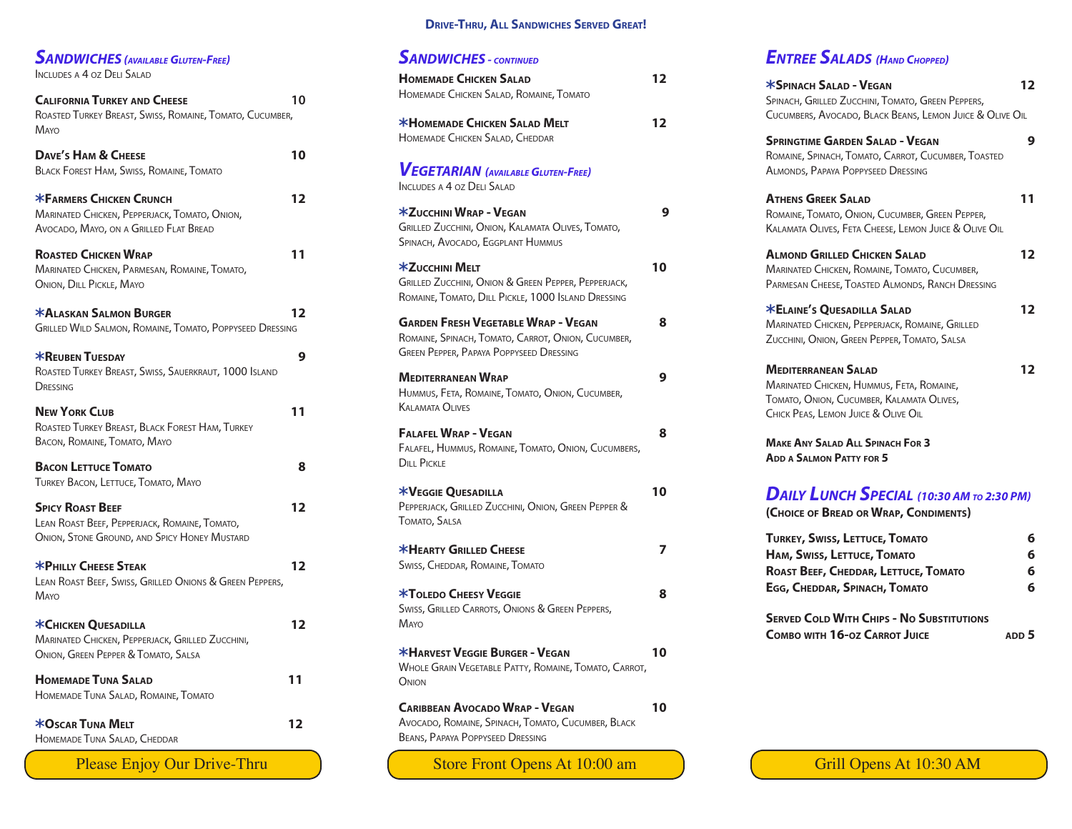**Drive-Thru, All Sandwiches Served Great!**

## *Sandwiches (available Gluten-Free)*

Includes a 4 oz Deli Salad

**California Turkey and Cheese** 10
Roasted Turkey Breast, Swiss, Romaine, Tomato, Cucumber, Mayo

**Dave's Ham & Cheese** 10
Black Forest Ham, Swiss, Romaine, Tomato

**\*Farmers Chicken Crunch** 12
Marinated Chicken, Pepperjack, Tomato, Onion, Avocado, Mayo, on a Grilled Flat Bread

**Roasted Chicken Wrap** 11
Marinated Chicken, Parmesan, Romaine, Tomato, Onion, Dill Pickle, Mayo

**\*Alaskan Salmon Burger** 12
Grilled Wild Salmon, Romaine, Tomato, Poppyseed Dressing

**\*Reuben Tuesday** 9
Roasted Turkey Breast, Swiss, Sauerkraut, 1000 Island Dressing

**New York Club** 11
Roasted Turkey Breast, Black Forest Ham, Turkey Bacon, Romaine, Tomato, Mayo

**Bacon Lettuce Tomato** 8
Turkey Bacon, Lettuce, Tomato, Mayo

**Spicy Roast Beef** 12
Lean Roast Beef, Pepperjack, Romaine, Tomato, Onion, Stone Ground, and Spicy Honey Mustard

**\*Philly Cheese Steak** 12
Lean Roast Beef, Swiss, Grilled Onions & Green Peppers, Mayo

**\*Chicken Quesadilla** 12
Marinated Chicken, Pepperjack, Grilled Zucchini, Onion, Green Pepper & Tomato, Salsa

**Homemade Tuna Salad** 11
Homemade Tuna Salad, Romaine, Tomato

**\*Oscar Tuna Melt** 12
Homemade Tuna Salad, Cheddar

Please Enjoy Our Drive-Thru

## *Sandwiches - continued*

**Homemade Chicken Salad** 12
Homemade Chicken Salad, Romaine, Tomato

**\*Homemade Chicken Salad Melt** 12
Homemade Chicken Salad, Cheddar

## *Vegetarian (available Gluten-Free)*

Includes a 4 oz Deli Salad

**\*Zucchini Wrap - Vegan** 9
Grilled Zucchini, Onion, Kalamata Olives, Tomato, Spinach, Avocado, Eggplant Hummus

**\*Zucchini Melt** 10
Grilled Zucchini, Onion & Green Pepper, Pepperjack, Romaine, Tomato, Dill Pickle, 1000 Island Dressing

**Garden Fresh Vegetable Wrap - Vegan** 8
Romaine, Spinach, Tomato, Carrot, Onion, Cucumber, Green Pepper, Papaya Poppyseed Dressing

**Mediterranean Wrap** 9
Hummus, Feta, Romaine, Tomato, Onion, Cucumber, Kalamata Olives

**Falafel Wrap - Vegan** 8
Falafel, Hummus, Romaine, Tomato, Onion, Cucumbers, Dill Pickle

**\*Veggie Quesadilla** 10
Pepperjack, Grilled Zucchini, Onion, Green Pepper & Tomato, Salsa

**\*Hearty Grilled Cheese** 7
Swiss, Cheddar, Romaine, Tomato

**\*Toledo Cheesy Veggie** 8
Swiss, Grilled Carrots, Onions & Green Peppers, Mayo

**\*Harvest Veggie Burger - Vegan** 10
Whole Grain Vegetable Patty, Romaine, Tomato, Carrot, Onion

**Caribbean Avocado Wrap - Vegan** 10
Avocado, Romaine, Spinach, Tomato, Cucumber, Black Beans, Papaya Poppyseed Dressing

Store Front Opens At 10:00 am

## *Entree Salads (Hand Chopped)*

**\*Spinach Salad - Vegan** 12
Spinach, Grilled Zucchini, Tomato, Green Peppers, Cucumbers, Avocado, Black Beans, Lemon Juice & Olive Oil

**Springtime Garden Salad - Vegan** 9
Romaine, Spinach, Tomato, Carrot, Cucumber, Toasted Almonds, Papaya Poppyseed Dressing

**Athens Greek Salad** 11
Romaine, Tomato, Onion, Cucumber, Green Pepper, Kalamata Olives, Feta Cheese, Lemon Juice & Olive Oil

**Almond Grilled Chicken Salad** 12
Marinated Chicken, Romaine, Tomato, Cucumber, Parmesan Cheese, Toasted Almonds, Ranch Dressing

**\*Elaine's Quesadilla Salad** 12
Marinated Chicken, Pepperjack, Romaine, Grilled Zucchini, Onion, Green Pepper, Tomato, Salsa

**Mediterranean Salad** 12
Marinated Chicken, Hummus, Feta, Romaine, Tomato, Onion, Cucumber, Kalamata Olives, Chick Peas, Lemon Juice & Olive Oil

**Make Any Salad All Spinach For 3**
**Add a Salmon Patty for 5**

## *Daily Lunch Special (10:30 AM to 2:30 PM)*

**(Choice of Bread or Wrap, Condiments)**

| | |
|---|---|
| **Turkey, Swiss, Lettuce, Tomato** | 6 |
| **Ham, Swiss, Lettuce, Tomato** | 6 |
| **Roast Beef, Cheddar, Lettuce, Tomato** | 6 |
| **Egg, Cheddar, Spinach, Tomato** | 6 |

**Served Cold With Chips - No Substitutions**
**Combo with 16-oz Carrot Juice** add 5

Grill Opens At 10:30 AM